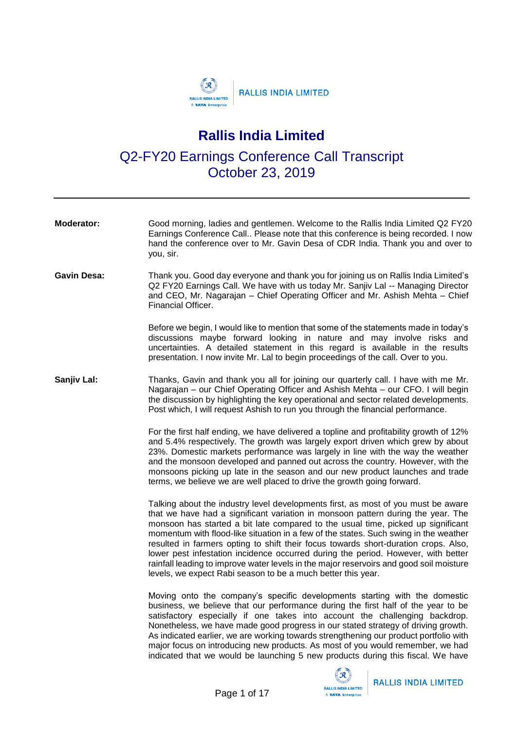# Rallis India Limited

## Q2-FY20 Earnings Conference Call Transcript
## October 23, 2019

---

**Moderator:** Good morning, ladies and gentlemen. Welcome to the Rallis India Limited Q2 FY20 Earnings Conference Call.. Please note that this conference is being recorded. I now hand the conference over to Mr. Gavin Desa of CDR India. Thank you and over to you, sir.

**Gavin Desa:** Thank you. Good day everyone and thank you for joining us on Rallis India Limited's Q2 FY20 Earnings Call. We have with us today Mr. Sanjiv Lal -- Managing Director and CEO, Mr. Nagarajan – Chief Operating Officer and Mr. Ashish Mehta – Chief Financial Officer.

Before we begin, I would like to mention that some of the statements made in today's discussions maybe forward looking in nature and may involve risks and uncertainties. A detailed statement in this regard is available in the results presentation. I now invite Mr. Lal to begin proceedings of the call. Over to you.

**Sanjiv Lal:** Thanks, Gavin and thank you all for joining our quarterly call. I have with me Mr. Nagarajan – our Chief Operating Officer and Ashish Mehta – our CFO. I will begin the discussion by highlighting the key operational and sector related developments. Post which, I will request Ashish to run you through the financial performance.

For the first half ending, we have delivered a topline and profitability growth of 12% and 5.4% respectively. The growth was largely export driven which grew by about 23%. Domestic markets performance was largely in line with the way the weather and the monsoon developed and panned out across the country. However, with the monsoons picking up late in the season and our new product launches and trade terms, we believe we are well placed to drive the growth going forward.

Talking about the industry level developments first, as most of you must be aware that we have had a significant variation in monsoon pattern during the year. The monsoon has started a bit late compared to the usual time, picked up significant momentum with flood-like situation in a few of the states. Such swing in the weather resulted in farmers opting to shift their focus towards short-duration crops. Also, lower pest infestation incidence occurred during the period. However, with better rainfall leading to improve water levels in the major reservoirs and good soil moisture levels, we expect Rabi season to be a much better this year.

Moving onto the company's specific developments starting with the domestic business, we believe that our performance during the first half of the year to be satisfactory especially if one takes into account the challenging backdrop. Nonetheless, we have made good progress in our stated strategy of driving growth. As indicated earlier, we are working towards strengthening our product portfolio with major focus on introducing new products. As most of you would remember, we had indicated that we would be launching 5 new products during this fiscal. We have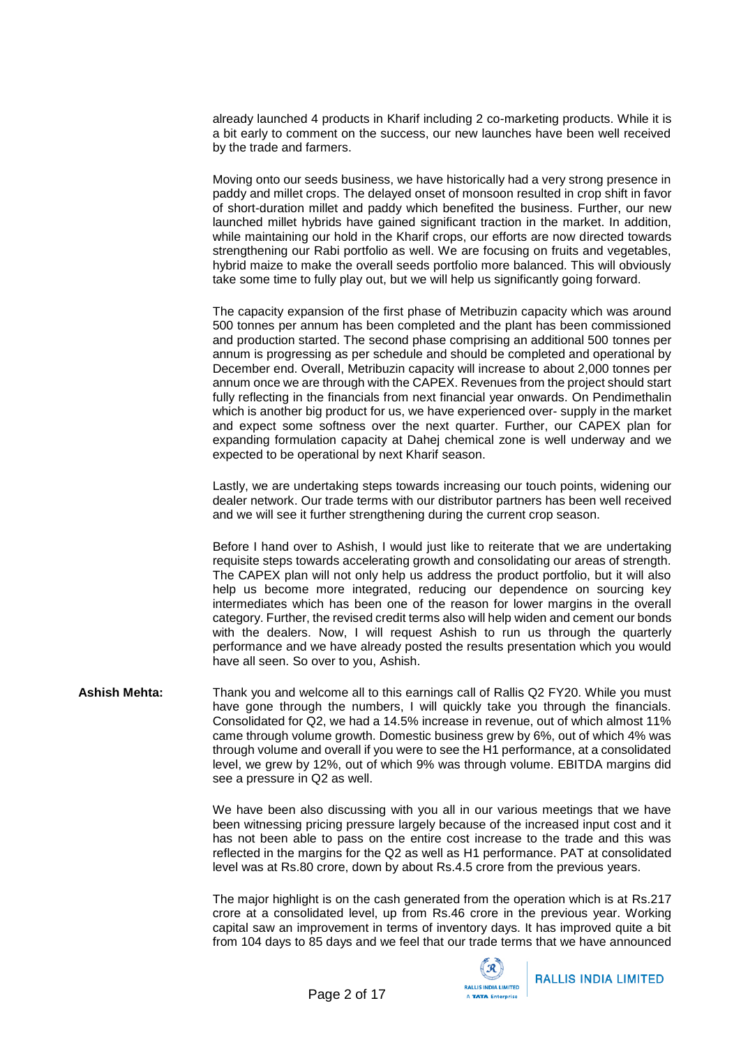already launched 4 products in Kharif including 2 co-marketing products. While it is a bit early to comment on the success, our new launches have been well received by the trade and farmers.

Moving onto our seeds business, we have historically had a very strong presence in paddy and millet crops. The delayed onset of monsoon resulted in crop shift in favor of short-duration millet and paddy which benefited the business. Further, our new launched millet hybrids have gained significant traction in the market. In addition, while maintaining our hold in the Kharif crops, our efforts are now directed towards strengthening our Rabi portfolio as well. We are focusing on fruits and vegetables, hybrid maize to make the overall seeds portfolio more balanced. This will obviously take some time to fully play out, but we will help us significantly going forward.

The capacity expansion of the first phase of Metribuzin capacity which was around 500 tonnes per annum has been completed and the plant has been commissioned and production started. The second phase comprising an additional 500 tonnes per annum is progressing as per schedule and should be completed and operational by December end. Overall, Metribuzin capacity will increase to about 2,000 tonnes per annum once we are through with the CAPEX. Revenues from the project should start fully reflecting in the financials from next financial year onwards. On Pendimethalin which is another big product for us, we have experienced over- supply in the market and expect some softness over the next quarter. Further, our CAPEX plan for expanding formulation capacity at Dahej chemical zone is well underway and we expected to be operational by next Kharif season.

Lastly, we are undertaking steps towards increasing our touch points, widening our dealer network. Our trade terms with our distributor partners has been well received and we will see it further strengthening during the current crop season.

Before I hand over to Ashish, I would just like to reiterate that we are undertaking requisite steps towards accelerating growth and consolidating our areas of strength. The CAPEX plan will not only help us address the product portfolio, but it will also help us become more integrated, reducing our dependence on sourcing key intermediates which has been one of the reason for lower margins in the overall category. Further, the revised credit terms also will help widen and cement our bonds with the dealers. Now, I will request Ashish to run us through the quarterly performance and we have already posted the results presentation which you would have all seen. So over to you, Ashish.

**Ashish Mehta:** Thank you and welcome all to this earnings call of Rallis Q2 FY20. While you must have gone through the numbers, I will quickly take you through the financials. Consolidated for Q2, we had a 14.5% increase in revenue, out of which almost 11% came through volume growth. Domestic business grew by 6%, out of which 4% was through volume and overall if you were to see the H1 performance, at a consolidated level, we grew by 12%, out of which 9% was through volume. EBITDA margins did see a pressure in Q2 as well.

We have been also discussing with you all in our various meetings that we have been witnessing pricing pressure largely because of the increased input cost and it has not been able to pass on the entire cost increase to the trade and this was reflected in the margins for the Q2 as well as H1 performance. PAT at consolidated level was at Rs.80 crore, down by about Rs.4.5 crore from the previous years.

The major highlight is on the cash generated from the operation which is at Rs.217 crore at a consolidated level, up from Rs.46 crore in the previous year. Working capital saw an improvement in terms of inventory days. It has improved quite a bit from 104 days to 85 days and we feel that our trade terms that we have announced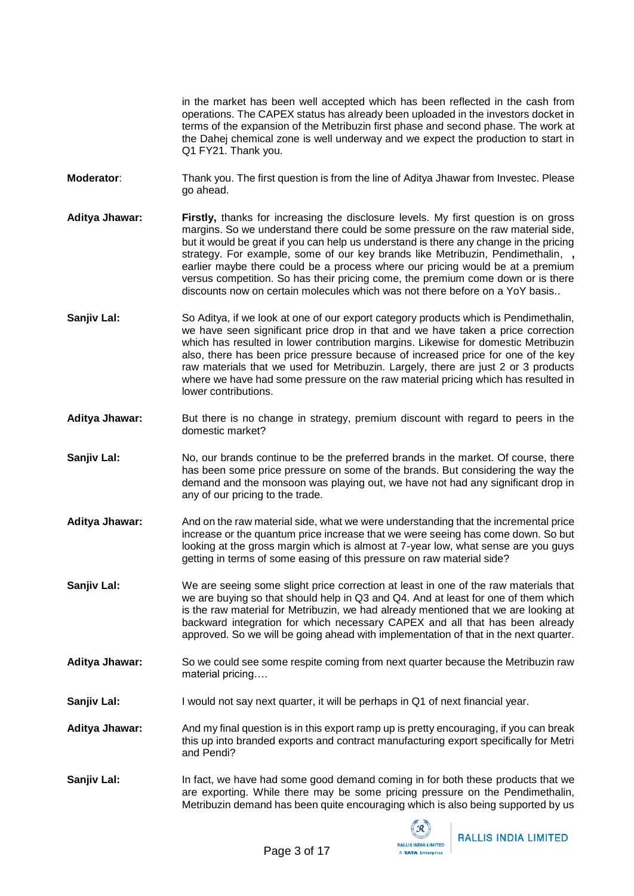in the market has been well accepted which has been reflected in the cash from operations. The CAPEX status has already been uploaded in the investors docket in terms of the expansion of the Metribuzin first phase and second phase. The work at the Dahej chemical zone is well underway and we expect the production to start in Q1 FY21. Thank you.

**Moderator**: Thank you. The first question is from the line of Aditya Jhawar from Investec. Please go ahead.

**Aditya Jhawar:** **Firstly,** thanks for increasing the disclosure levels. My first question is on gross margins. So we understand there could be some pressure on the raw material side, but it would be great if you can help us understand is there any change in the pricing strategy. For example, some of our key brands like Metribuzin, Pendimethalin, **,** earlier maybe there could be a process where our pricing would be at a premium versus competition. So has their pricing come, the premium come down or is there discounts now on certain molecules which was not there before on a YoY basis..

**Sanjiv Lal:** So Aditya, if we look at one of our export category products which is Pendimethalin, we have seen significant price drop in that and we have taken a price correction which has resulted in lower contribution margins. Likewise for domestic Metribuzin also, there has been price pressure because of increased price for one of the key raw materials that we used for Metribuzin. Largely, there are just 2 or 3 products where we have had some pressure on the raw material pricing which has resulted in lower contributions.

**Aditya Jhawar:** But there is no change in strategy, premium discount with regard to peers in the domestic market?

**Sanjiv Lal:** No, our brands continue to be the preferred brands in the market. Of course, there has been some price pressure on some of the brands. But considering the way the demand and the monsoon was playing out, we have not had any significant drop in any of our pricing to the trade.

**Aditya Jhawar:** And on the raw material side, what we were understanding that the incremental price increase or the quantum price increase that we were seeing has come down. So but looking at the gross margin which is almost at 7-year low, what sense are you guys getting in terms of some easing of this pressure on raw material side?

**Sanjiv Lal:** We are seeing some slight price correction at least in one of the raw materials that we are buying so that should help in Q3 and Q4. And at least for one of them which is the raw material for Metribuzin, we had already mentioned that we are looking at backward integration for which necessary CAPEX and all that has been already approved. So we will be going ahead with implementation of that in the next quarter.

**Aditya Jhawar:** So we could see some respite coming from next quarter because the Metribuzin raw material pricing….

**Sanjiv Lal:** I would not say next quarter, it will be perhaps in Q1 of next financial year.

**Aditya Jhawar:** And my final question is in this export ramp up is pretty encouraging, if you can break this up into branded exports and contract manufacturing export specifically for Metri and Pendi?

**Sanjiv Lal:** In fact, we have had some good demand coming in for both these products that we are exporting. While there may be some pricing pressure on the Pendimethalin, Metribuzin demand has been quite encouraging which is also being supported by us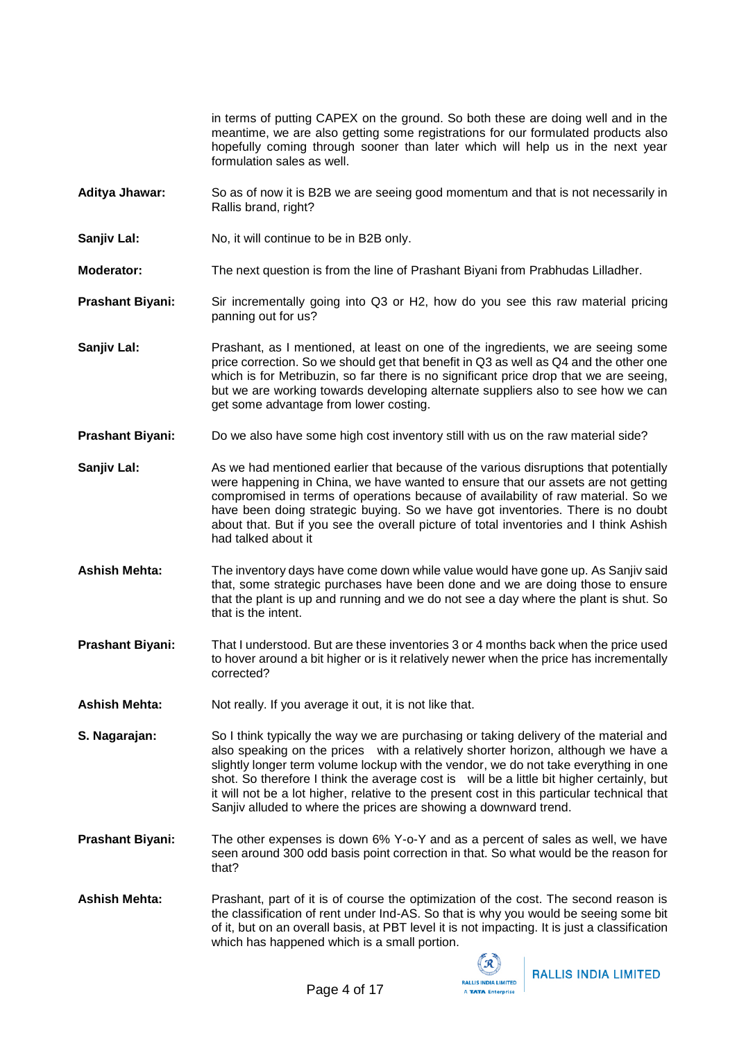in terms of putting CAPEX on the ground. So both these are doing well and in the meantime, we are also getting some registrations for our formulated products also hopefully coming through sooner than later which will help us in the next year formulation sales as well.

**Aditya Jhawar:** So as of now it is B2B we are seeing good momentum and that is not necessarily in Rallis brand, right?

**Sanjiv Lal:** No, it will continue to be in B2B only.

**Moderator:** The next question is from the line of Prashant Biyani from Prabhudas Lilladher.

**Prashant Biyani:** Sir incrementally going into Q3 or H2, how do you see this raw material pricing panning out for us?

**Sanjiv Lal:** Prashant, as I mentioned, at least on one of the ingredients, we are seeing some price correction. So we should get that benefit in Q3 as well as Q4 and the other one which is for Metribuzin, so far there is no significant price drop that we are seeing, but we are working towards developing alternate suppliers also to see how we can get some advantage from lower costing.

**Prashant Biyani:** Do we also have some high cost inventory still with us on the raw material side?

**Sanjiv Lal:** As we had mentioned earlier that because of the various disruptions that potentially were happening in China, we have wanted to ensure that our assets are not getting compromised in terms of operations because of availability of raw material. So we have been doing strategic buying. So we have got inventories. There is no doubt about that. But if you see the overall picture of total inventories and I think Ashish had talked about it

**Ashish Mehta:** The inventory days have come down while value would have gone up. As Sanjiv said that, some strategic purchases have been done and we are doing those to ensure that the plant is up and running and we do not see a day where the plant is shut. So that is the intent.

**Prashant Biyani:** That I understood. But are these inventories 3 or 4 months back when the price used to hover around a bit higher or is it relatively newer when the price has incrementally corrected?

**Ashish Mehta:** Not really. If you average it out, it is not like that.

**S. Nagarajan:** So I think typically the way we are purchasing or taking delivery of the material and also speaking on the prices with a relatively shorter horizon, although we have a slightly longer term volume lockup with the vendor, we do not take everything in one shot. So therefore I think the average cost is will be a little bit higher certainly, but it will not be a lot higher, relative to the present cost in this particular technical that Sanjiv alluded to where the prices are showing a downward trend.

**Prashant Biyani:** The other expenses is down 6% Y-o-Y and as a percent of sales as well, we have seen around 300 odd basis point correction in that. So what would be the reason for that?

**Ashish Mehta:** Prashant, part of it is of course the optimization of the cost. The second reason is the classification of rent under Ind-AS. So that is why you would be seeing some bit of it, but on an overall basis, at PBT level it is not impacting. It is just a classification which has happened which is a small portion.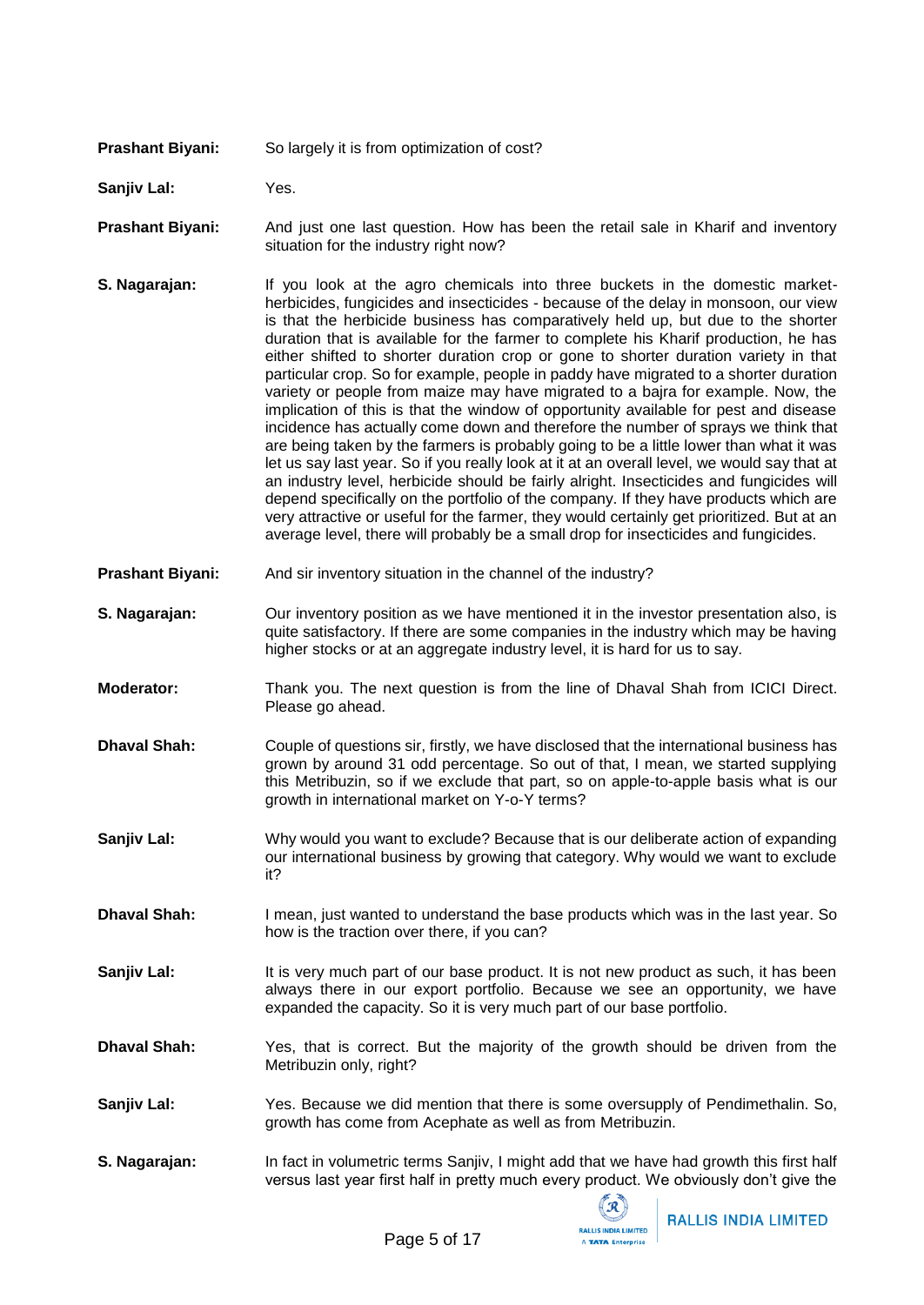**Prashant Biyani:** So largely it is from optimization of cost?

**Sanjiv Lal:** Yes.

**Prashant Biyani:** And just one last question. How has been the retail sale in Kharif and inventory situation for the industry right now?

**S. Nagarajan:** If you look at the agro chemicals into three buckets in the domestic market-herbicides, fungicides and insecticides - because of the delay in monsoon, our view is that the herbicide business has comparatively held up, but due to the shorter duration that is available for the farmer to complete his Kharif production, he has either shifted to shorter duration crop or gone to shorter duration variety in that particular crop. So for example, people in paddy have migrated to a shorter duration variety or people from maize may have migrated to a bajra for example. Now, the implication of this is that the window of opportunity available for pest and disease incidence has actually come down and therefore the number of sprays we think that are being taken by the farmers is probably going to be a little lower than what it was let us say last year. So if you really look at it at an overall level, we would say that at an industry level, herbicide should be fairly alright. Insecticides and fungicides will depend specifically on the portfolio of the company. If they have products which are very attractive or useful for the farmer, they would certainly get prioritized. But at an average level, there will probably be a small drop for insecticides and fungicides.

**Prashant Biyani:** And sir inventory situation in the channel of the industry?

**S. Nagarajan:** Our inventory position as we have mentioned it in the investor presentation also, is quite satisfactory. If there are some companies in the industry which may be having higher stocks or at an aggregate industry level, it is hard for us to say.

**Moderator:** Thank you. The next question is from the line of Dhaval Shah from ICICI Direct. Please go ahead.

**Dhaval Shah:** Couple of questions sir, firstly, we have disclosed that the international business has grown by around 31 odd percentage. So out of that, I mean, we started supplying this Metribuzin, so if we exclude that part, so on apple-to-apple basis what is our growth in international market on Y-o-Y terms?

**Sanjiv Lal:** Why would you want to exclude? Because that is our deliberate action of expanding our international business by growing that category. Why would we want to exclude it?

**Dhaval Shah:** I mean, just wanted to understand the base products which was in the last year. So how is the traction over there, if you can?

**Sanjiv Lal:** It is very much part of our base product. It is not new product as such, it has been always there in our export portfolio. Because we see an opportunity, we have expanded the capacity. So it is very much part of our base portfolio.

**Dhaval Shah:** Yes, that is correct. But the majority of the growth should be driven from the Metribuzin only, right?

**Sanjiv Lal:** Yes. Because we did mention that there is some oversupply of Pendimethalin. So, growth has come from Acephate as well as from Metribuzin.

**S. Nagarajan:** In fact in volumetric terms Sanjiv, I might add that we have had growth this first half versus last year first half in pretty much every product. We obviously don't give the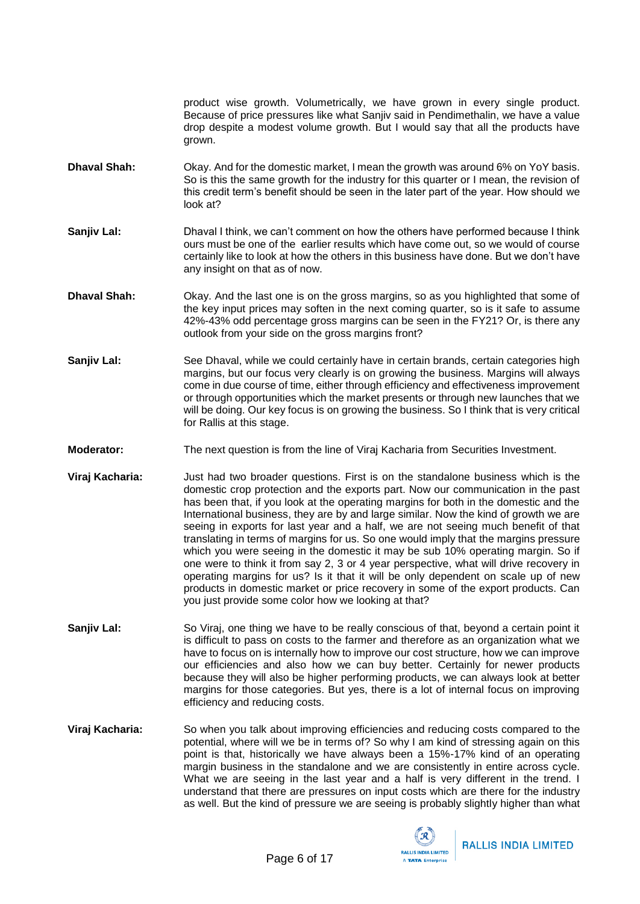product wise growth. Volumetrically, we have grown in every single product. Because of price pressures like what Sanjiv said in Pendimethalin, we have a value drop despite a modest volume growth. But I would say that all the products have grown.

**Dhaval Shah:** Okay. And for the domestic market, I mean the growth was around 6% on YoY basis. So is this the same growth for the industry for this quarter or I mean, the revision of this credit term's benefit should be seen in the later part of the year. How should we look at?

**Sanjiv Lal:** Dhaval I think, we can't comment on how the others have performed because I think ours must be one of the earlier results which have come out, so we would of course certainly like to look at how the others in this business have done. But we don't have any insight on that as of now.

**Dhaval Shah:** Okay. And the last one is on the gross margins, so as you highlighted that some of the key input prices may soften in the next coming quarter, so is it safe to assume 42%-43% odd percentage gross margins can be seen in the FY21? Or, is there any outlook from your side on the gross margins front?

**Sanjiv Lal:** See Dhaval, while we could certainly have in certain brands, certain categories high margins, but our focus very clearly is on growing the business. Margins will always come in due course of time, either through efficiency and effectiveness improvement or through opportunities which the market presents or through new launches that we will be doing. Our key focus is on growing the business. So I think that is very critical for Rallis at this stage.

**Moderator:** The next question is from the line of Viraj Kacharia from Securities Investment.

**Viraj Kacharia:** Just had two broader questions. First is on the standalone business which is the domestic crop protection and the exports part. Now our communication in the past has been that, if you look at the operating margins for both in the domestic and the International business, they are by and large similar. Now the kind of growth we are seeing in exports for last year and a half, we are not seeing much benefit of that translating in terms of margins for us. So one would imply that the margins pressure which you were seeing in the domestic it may be sub 10% operating margin. So if one were to think it from say 2, 3 or 4 year perspective, what will drive recovery in operating margins for us? Is it that it will be only dependent on scale up of new products in domestic market or price recovery in some of the export products. Can you just provide some color how we looking at that?

**Sanjiv Lal:** So Viraj, one thing we have to be really conscious of that, beyond a certain point it is difficult to pass on costs to the farmer and therefore as an organization what we have to focus on is internally how to improve our cost structure, how we can improve our efficiencies and also how we can buy better. Certainly for newer products because they will also be higher performing products, we can always look at better margins for those categories. But yes, there is a lot of internal focus on improving efficiency and reducing costs.

**Viraj Kacharia:** So when you talk about improving efficiencies and reducing costs compared to the potential, where will we be in terms of? So why I am kind of stressing again on this point is that, historically we have always been a 15%-17% kind of an operating margin business in the standalone and we are consistently in entire across cycle. What we are seeing in the last year and a half is very different in the trend. I understand that there are pressures on input costs which are there for the industry as well. But the kind of pressure we are seeing is probably slightly higher than what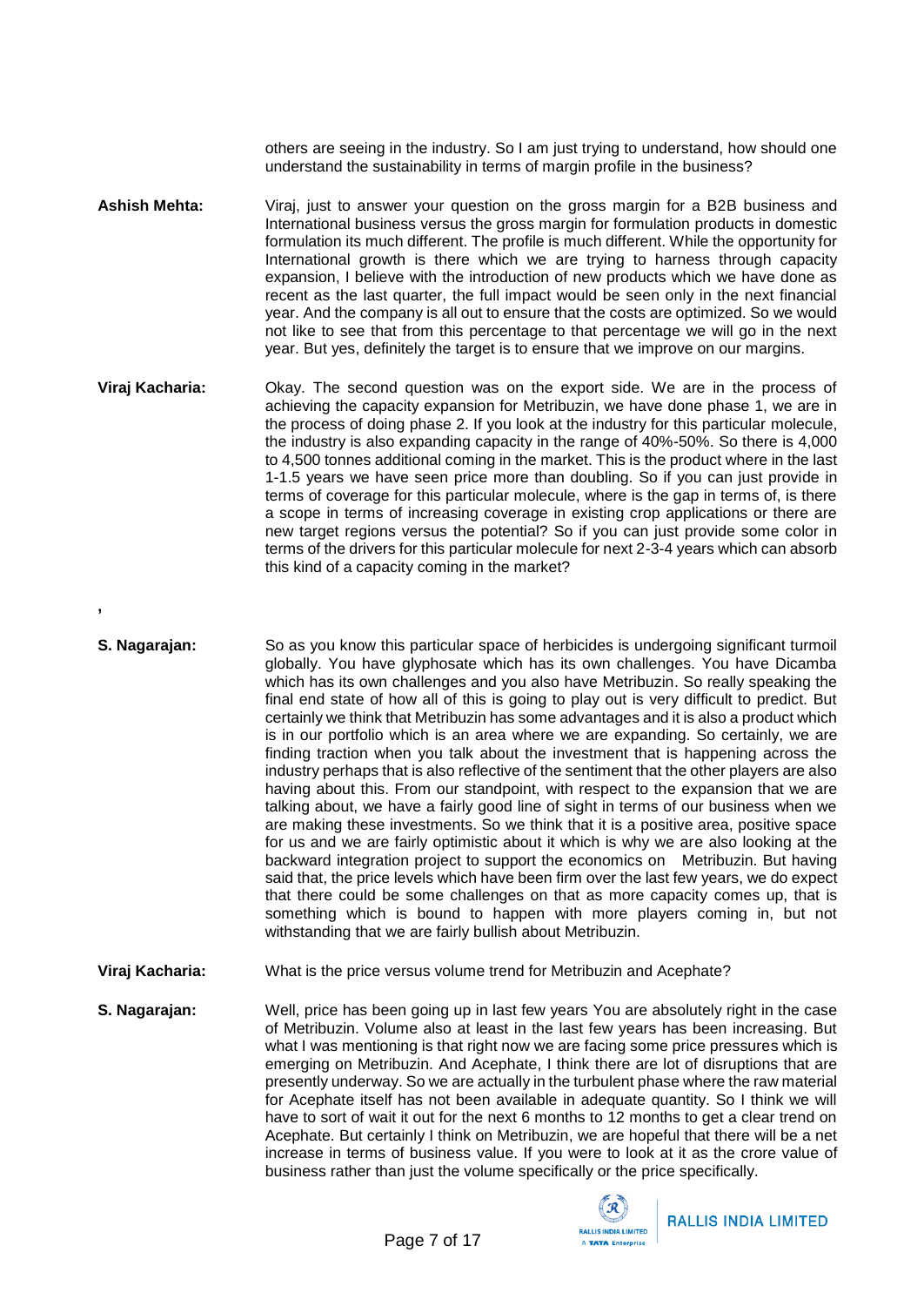others are seeing in the industry. So I am just trying to understand, how should one understand the sustainability in terms of margin profile in the business?

**Ashish Mehta:** Viraj, just to answer your question on the gross margin for a B2B business and International business versus the gross margin for formulation products in domestic formulation its much different. The profile is much different. While the opportunity for International growth is there which we are trying to harness through capacity expansion, I believe with the introduction of new products which we have done as recent as the last quarter, the full impact would be seen only in the next financial year. And the company is all out to ensure that the costs are optimized. So we would not like to see that from this percentage to that percentage we will go in the next year. But yes, definitely the target is to ensure that we improve on our margins.

**Viraj Kacharia:** Okay. The second question was on the export side. We are in the process of achieving the capacity expansion for Metribuzin, we have done phase 1, we are in the process of doing phase 2. If you look at the industry for this particular molecule, the industry is also expanding capacity in the range of 40%-50%. So there is 4,000 to 4,500 tonnes additional coming in the market. This is the product where in the last 1-1.5 years we have seen price more than doubling. So if you can just provide in terms of coverage for this particular molecule, where is the gap in terms of, is there a scope in terms of increasing coverage in existing crop applications or there are new target regions versus the potential? So if you can just provide some color in terms of the drivers for this particular molecule for next 2-3-4 years which can absorb this kind of a capacity coming in the market?

,

**S. Nagarajan:** So as you know this particular space of herbicides is undergoing significant turmoil globally. You have glyphosate which has its own challenges. You have Dicamba which has its own challenges and you also have Metribuzin. So really speaking the final end state of how all of this is going to play out is very difficult to predict. But certainly we think that Metribuzin has some advantages and it is also a product which is in our portfolio which is an area where we are expanding. So certainly, we are finding traction when you talk about the investment that is happening across the industry perhaps that is also reflective of the sentiment that the other players are also having about this. From our standpoint, with respect to the expansion that we are talking about, we have a fairly good line of sight in terms of our business when we are making these investments. So we think that it is a positive area, positive space for us and we are fairly optimistic about it which is why we are also looking at the backward integration project to support the economics on Metribuzin. But having said that, the price levels which have been firm over the last few years, we do expect that there could be some challenges on that as more capacity comes up, that is something which is bound to happen with more players coming in, but not withstanding that we are fairly bullish about Metribuzin.

**Viraj Kacharia:** What is the price versus volume trend for Metribuzin and Acephate?

**S. Nagarajan:** Well, price has been going up in last few years You are absolutely right in the case of Metribuzin. Volume also at least in the last few years has been increasing. But what I was mentioning is that right now we are facing some price pressures which is emerging on Metribuzin. And Acephate, I think there are lot of disruptions that are presently underway. So we are actually in the turbulent phase where the raw material for Acephate itself has not been available in adequate quantity. So I think we will have to sort of wait it out for the next 6 months to 12 months to get a clear trend on Acephate. But certainly I think on Metribuzin, we are hopeful that there will be a net increase in terms of business value. If you were to look at it as the crore value of business rather than just the volume specifically or the price specifically.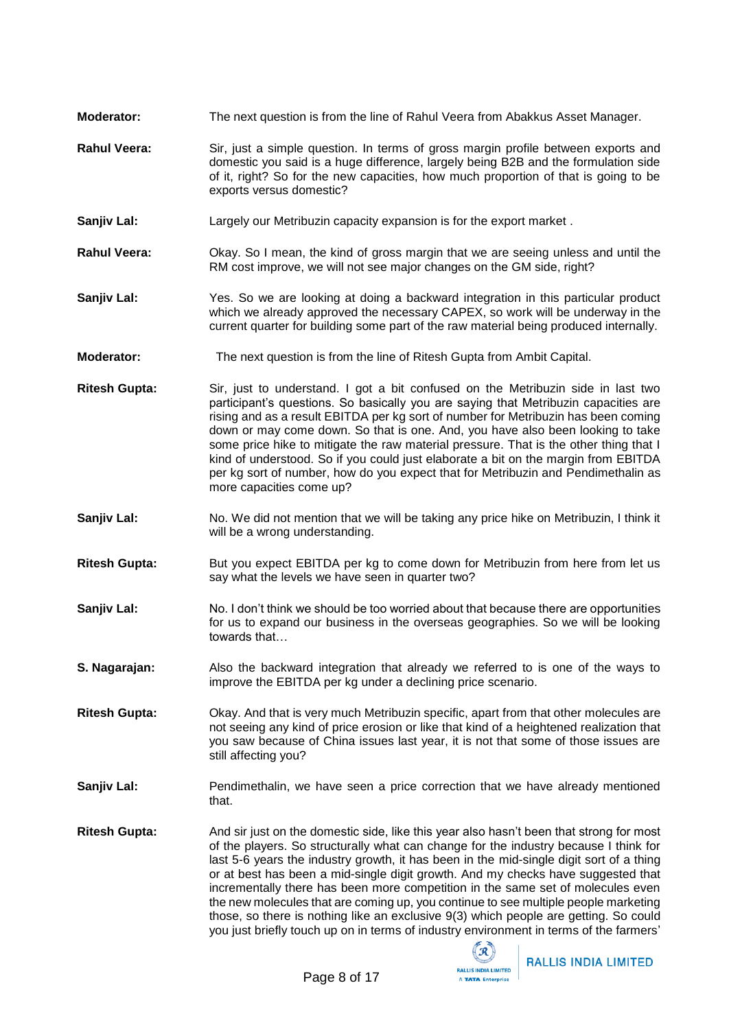**Moderator:** The next question is from the line of Rahul Veera from Abakkus Asset Manager.

**Rahul Veera:** Sir, just a simple question. In terms of gross margin profile between exports and domestic you said is a huge difference, largely being B2B and the formulation side of it, right? So for the new capacities, how much proportion of that is going to be exports versus domestic?

**Sanjiv Lal:** Largely our Metribuzin capacity expansion is for the export market .

**Rahul Veera:** Okay. So I mean, the kind of gross margin that we are seeing unless and until the RM cost improve, we will not see major changes on the GM side, right?

**Sanjiv Lal:** Yes. So we are looking at doing a backward integration in this particular product which we already approved the necessary CAPEX, so work will be underway in the current quarter for building some part of the raw material being produced internally.

**Moderator:** The next question is from the line of Ritesh Gupta from Ambit Capital.

**Ritesh Gupta:** Sir, just to understand. I got a bit confused on the Metribuzin side in last two participant's questions. So basically you are saying that Metribuzin capacities are rising and as a result EBITDA per kg sort of number for Metribuzin has been coming down or may come down. So that is one. And, you have also been looking to take some price hike to mitigate the raw material pressure. That is the other thing that I kind of understood. So if you could just elaborate a bit on the margin from EBITDA per kg sort of number, how do you expect that for Metribuzin and Pendimethalin as more capacities come up?

**Sanjiv Lal:** No. We did not mention that we will be taking any price hike on Metribuzin, I think it will be a wrong understanding.

**Ritesh Gupta:** But you expect EBITDA per kg to come down for Metribuzin from here from let us say what the levels we have seen in quarter two?

**Sanjiv Lal:** No. I don't think we should be too worried about that because there are opportunities for us to expand our business in the overseas geographies. So we will be looking towards that…

**S. Nagarajan:** Also the backward integration that already we referred to is one of the ways to improve the EBITDA per kg under a declining price scenario.

**Ritesh Gupta:** Okay. And that is very much Metribuzin specific, apart from that other molecules are not seeing any kind of price erosion or like that kind of a heightened realization that you saw because of China issues last year, it is not that some of those issues are still affecting you?

**Sanjiv Lal:** Pendimethalin, we have seen a price correction that we have already mentioned that.

**Ritesh Gupta:** And sir just on the domestic side, like this year also hasn't been that strong for most of the players. So structurally what can change for the industry because I think for last 5-6 years the industry growth, it has been in the mid-single digit sort of a thing or at best has been a mid-single digit growth. And my checks have suggested that incrementally there has been more competition in the same set of molecules even the new molecules that are coming up, you continue to see multiple people marketing those, so there is nothing like an exclusive 9(3) which people are getting. So could you just briefly touch up on in terms of industry environment in terms of the farmers'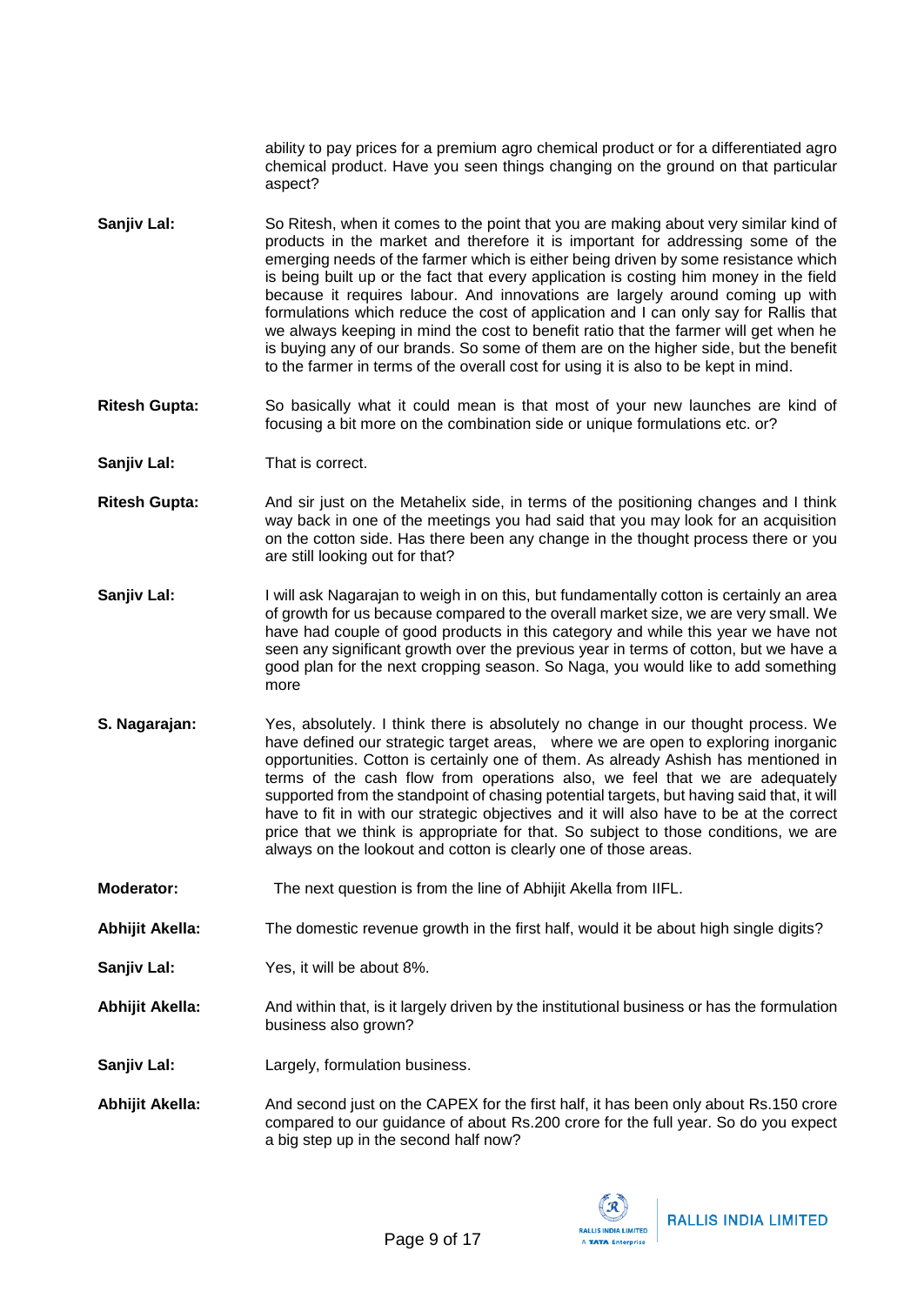ability to pay prices for a premium agro chemical product or for a differentiated agro chemical product. Have you seen things changing on the ground on that particular aspect?

**Sanjiv Lal:** So Ritesh, when it comes to the point that you are making about very similar kind of products in the market and therefore it is important for addressing some of the emerging needs of the farmer which is either being driven by some resistance which is being built up or the fact that every application is costing him money in the field because it requires labour. And innovations are largely around coming up with formulations which reduce the cost of application and I can only say for Rallis that we always keeping in mind the cost to benefit ratio that the farmer will get when he is buying any of our brands. So some of them are on the higher side, but the benefit to the farmer in terms of the overall cost for using it is also to be kept in mind.

**Ritesh Gupta:** So basically what it could mean is that most of your new launches are kind of focusing a bit more on the combination side or unique formulations etc. or?

**Sanjiv Lal:** That is correct.

**Ritesh Gupta:** And sir just on the Metahelix side, in terms of the positioning changes and I think way back in one of the meetings you had said that you may look for an acquisition on the cotton side. Has there been any change in the thought process there or you are still looking out for that?

**Sanjiv Lal:** I will ask Nagarajan to weigh in on this, but fundamentally cotton is certainly an area of growth for us because compared to the overall market size, we are very small. We have had couple of good products in this category and while this year we have not seen any significant growth over the previous year in terms of cotton, but we have a good plan for the next cropping season. So Naga, you would like to add something more

**S. Nagarajan:** Yes, absolutely. I think there is absolutely no change in our thought process. We have defined our strategic target areas, where we are open to exploring inorganic opportunities. Cotton is certainly one of them. As already Ashish has mentioned in terms of the cash flow from operations also, we feel that we are adequately supported from the standpoint of chasing potential targets, but having said that, it will have to fit in with our strategic objectives and it will also have to be at the correct price that we think is appropriate for that. So subject to those conditions, we are always on the lookout and cotton is clearly one of those areas.

**Moderator:** The next question is from the line of Abhijit Akella from IIFL.

**Abhijit Akella:** The domestic revenue growth in the first half, would it be about high single digits?

**Sanjiv Lal:** Yes, it will be about 8%.

**Abhijit Akella:** And within that, is it largely driven by the institutional business or has the formulation business also grown?

**Sanjiv Lal:** Largely, formulation business.

**Abhijit Akella:** And second just on the CAPEX for the first half, it has been only about Rs.150 crore compared to our guidance of about Rs.200 crore for the full year. So do you expect a big step up in the second half now?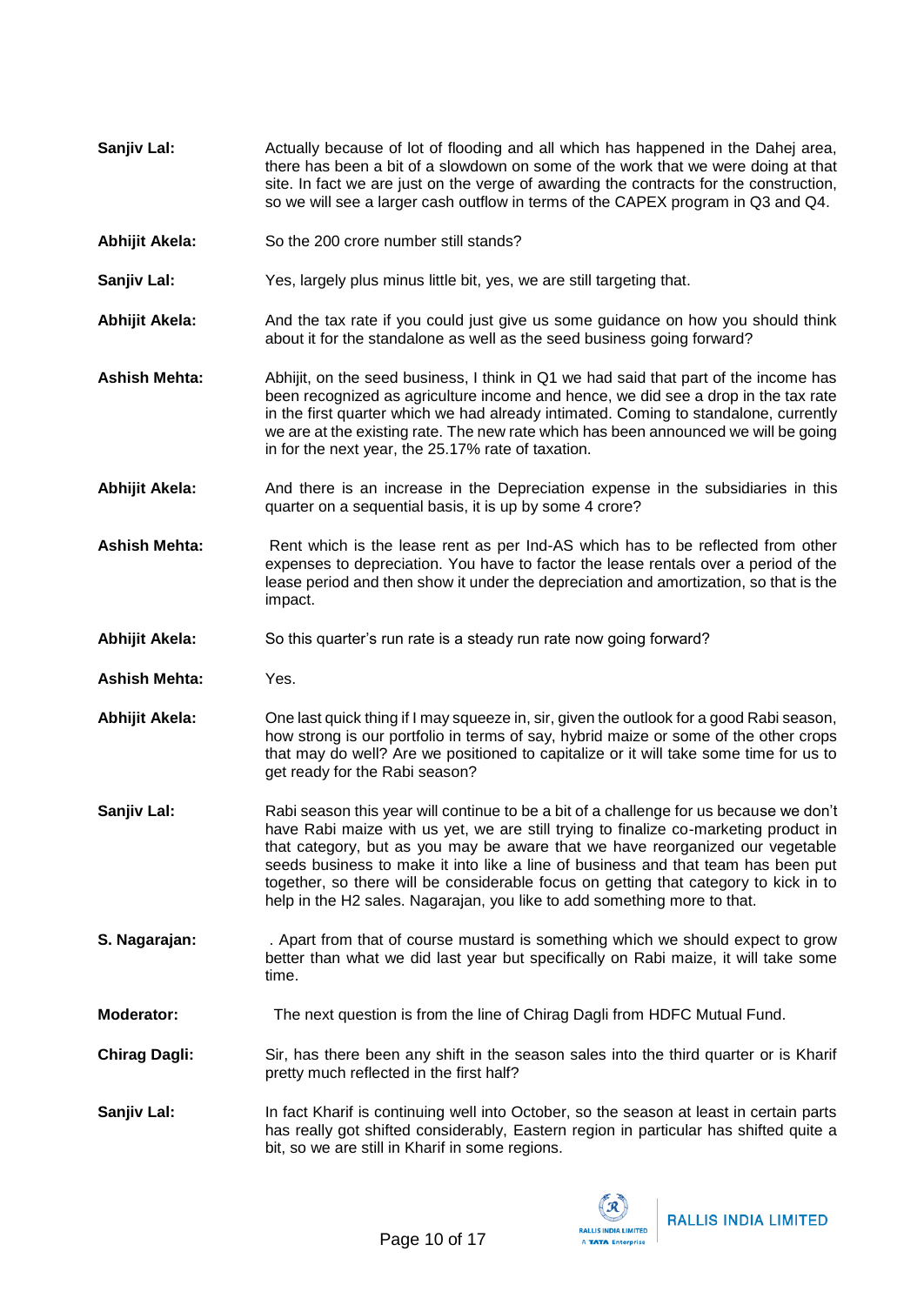**Sanjiv Lal:** Actually because of lot of flooding and all which has happened in the Dahej area, there has been a bit of a slowdown on some of the work that we were doing at that site. In fact we are just on the verge of awarding the contracts for the construction, so we will see a larger cash outflow in terms of the CAPEX program in Q3 and Q4.

**Abhijit Akela:** So the 200 crore number still stands?

**Sanjiv Lal:** Yes, largely plus minus little bit, yes, we are still targeting that.

**Abhijit Akela:** And the tax rate if you could just give us some guidance on how you should think about it for the standalone as well as the seed business going forward?

**Ashish Mehta:** Abhijit, on the seed business, I think in Q1 we had said that part of the income has been recognized as agriculture income and hence, we did see a drop in the tax rate in the first quarter which we had already intimated. Coming to standalone, currently we are at the existing rate. The new rate which has been announced we will be going in for the next year, the 25.17% rate of taxation.

**Abhijit Akela:** And there is an increase in the Depreciation expense in the subsidiaries in this quarter on a sequential basis, it is up by some 4 crore?

**Ashish Mehta:** Rent which is the lease rent as per Ind-AS which has to be reflected from other expenses to depreciation. You have to factor the lease rentals over a period of the lease period and then show it under the depreciation and amortization, so that is the impact.

**Abhijit Akela:** So this quarter's run rate is a steady run rate now going forward?

**Ashish Mehta:** Yes.

**Abhijit Akela:** One last quick thing if I may squeeze in, sir, given the outlook for a good Rabi season, how strong is our portfolio in terms of say, hybrid maize or some of the other crops that may do well? Are we positioned to capitalize or it will take some time for us to get ready for the Rabi season?

**Sanjiv Lal:** Rabi season this year will continue to be a bit of a challenge for us because we don't have Rabi maize with us yet, we are still trying to finalize co-marketing product in that category, but as you may be aware that we have reorganized our vegetable seeds business to make it into like a line of business and that team has been put together, so there will be considerable focus on getting that category to kick in to help in the H2 sales. Nagarajan, you like to add something more to that.

**S. Nagarajan:** . Apart from that of course mustard is something which we should expect to grow better than what we did last year but specifically on Rabi maize, it will take some time.

**Moderator:** The next question is from the line of Chirag Dagli from HDFC Mutual Fund.

**Chirag Dagli:** Sir, has there been any shift in the season sales into the third quarter or is Kharif pretty much reflected in the first half?

**Sanjiv Lal:** In fact Kharif is continuing well into October, so the season at least in certain parts has really got shifted considerably, Eastern region in particular has shifted quite a bit, so we are still in Kharif in some regions.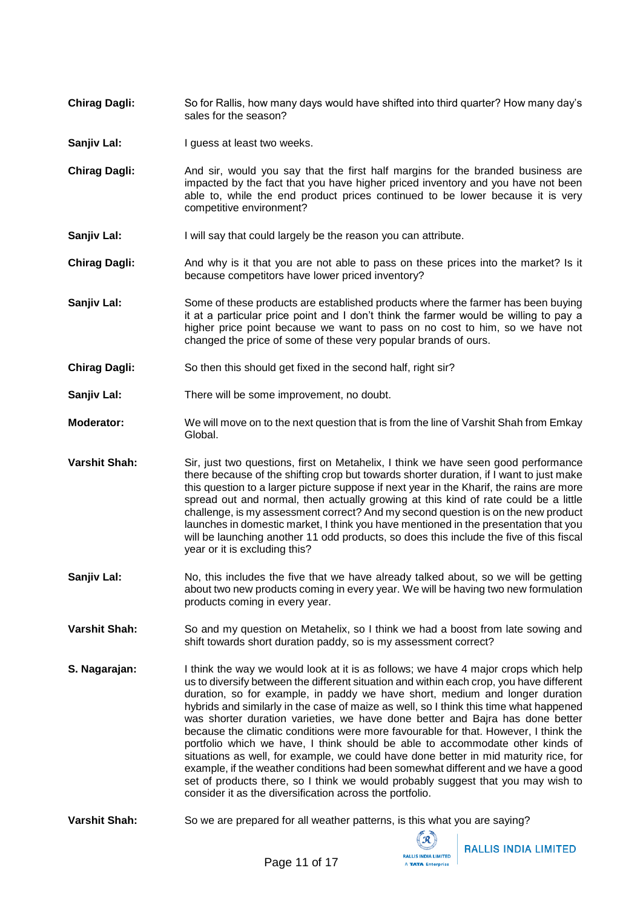**Chirag Dagli:** So for Rallis, how many days would have shifted into third quarter? How many day's sales for the season?

**Sanjiv Lal:** I guess at least two weeks.

**Chirag Dagli:** And sir, would you say that the first half margins for the branded business are impacted by the fact that you have higher priced inventory and you have not been able to, while the end product prices continued to be lower because it is very competitive environment?

**Sanjiv Lal:** I will say that could largely be the reason you can attribute.

**Chirag Dagli:** And why is it that you are not able to pass on these prices into the market? Is it because competitors have lower priced inventory?

**Sanjiv Lal:** Some of these products are established products where the farmer has been buying it at a particular price point and I don't think the farmer would be willing to pay a higher price point because we want to pass on no cost to him, so we have not changed the price of some of these very popular brands of ours.

**Chirag Dagli:** So then this should get fixed in the second half, right sir?

**Sanjiv Lal:** There will be some improvement, no doubt.

**Moderator:** We will move on to the next question that is from the line of Varshit Shah from Emkay Global.

**Varshit Shah:** Sir, just two questions, first on Metahelix, I think we have seen good performance there because of the shifting crop but towards shorter duration, if I want to just make this question to a larger picture suppose if next year in the Kharif, the rains are more spread out and normal, then actually growing at this kind of rate could be a little challenge, is my assessment correct? And my second question is on the new product launches in domestic market, I think you have mentioned in the presentation that you will be launching another 11 odd products, so does this include the five of this fiscal year or it is excluding this?

**Sanjiv Lal:** No, this includes the five that we have already talked about, so we will be getting about two new products coming in every year. We will be having two new formulation products coming in every year.

**Varshit Shah:** So and my question on Metahelix, so I think we had a boost from late sowing and shift towards short duration paddy, so is my assessment correct?

**S. Nagarajan:** I think the way we would look at it is as follows; we have 4 major crops which help us to diversify between the different situation and within each crop, you have different duration, so for example, in paddy we have short, medium and longer duration hybrids and similarly in the case of maize as well, so I think this time what happened was shorter duration varieties, we have done better and Bajra has done better because the climatic conditions were more favourable for that. However, I think the portfolio which we have, I think should be able to accommodate other kinds of situations as well, for example, we could have done better in mid maturity rice, for example, if the weather conditions had been somewhat different and we have a good set of products there, so I think we would probably suggest that you may wish to consider it as the diversification across the portfolio.

**Varshit Shah:** So we are prepared for all weather patterns, is this what you are saying?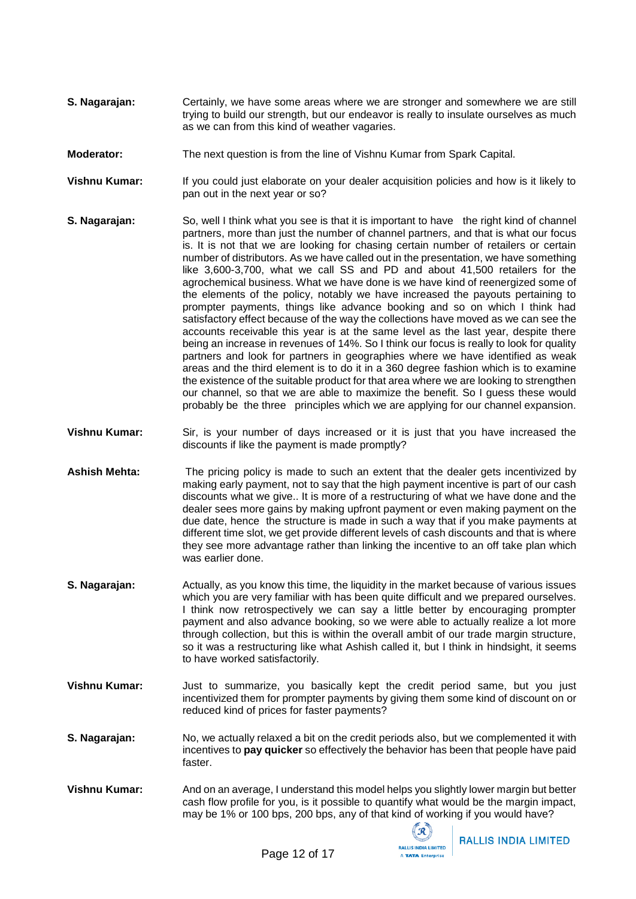**S. Nagarajan:** Certainly, we have some areas where we are stronger and somewhere we are still trying to build our strength, but our endeavor is really to insulate ourselves as much as we can from this kind of weather vagaries.

**Moderator:** The next question is from the line of Vishnu Kumar from Spark Capital.

**Vishnu Kumar:** If you could just elaborate on your dealer acquisition policies and how is it likely to pan out in the next year or so?

**S. Nagarajan:** So, well I think what you see is that it is important to have the right kind of channel partners, more than just the number of channel partners, and that is what our focus is. It is not that we are looking for chasing certain number of retailers or certain number of distributors. As we have called out in the presentation, we have something like 3,600-3,700, what we call SS and PD and about 41,500 retailers for the agrochemical business. What we have done is we have kind of reenergized some of the elements of the policy, notably we have increased the payouts pertaining to prompter payments, things like advance booking and so on which I think had satisfactory effect because of the way the collections have moved as we can see the accounts receivable this year is at the same level as the last year, despite there being an increase in revenues of 14%. So I think our focus is really to look for quality partners and look for partners in geographies where we have identified as weak areas and the third element is to do it in a 360 degree fashion which is to examine the existence of the suitable product for that area where we are looking to strengthen our channel, so that we are able to maximize the benefit. So I guess these would probably be the three principles which we are applying for our channel expansion.

**Vishnu Kumar:** Sir, is your number of days increased or it is just that you have increased the discounts if like the payment is made promptly?

**Ashish Mehta:** The pricing policy is made to such an extent that the dealer gets incentivized by making early payment, not to say that the high payment incentive is part of our cash discounts what we give.. It is more of a restructuring of what we have done and the dealer sees more gains by making upfront payment or even making payment on the due date, hence the structure is made in such a way that if you make payments at different time slot, we get provide different levels of cash discounts and that is where they see more advantage rather than linking the incentive to an off take plan which was earlier done.

**S. Nagarajan:** Actually, as you know this time, the liquidity in the market because of various issues which you are very familiar with has been quite difficult and we prepared ourselves. I think now retrospectively we can say a little better by encouraging prompter payment and also advance booking, so we were able to actually realize a lot more through collection, but this is within the overall ambit of our trade margin structure, so it was a restructuring like what Ashish called it, but I think in hindsight, it seems to have worked satisfactorily.

**Vishnu Kumar:** Just to summarize, you basically kept the credit period same, but you just incentivized them for prompter payments by giving them some kind of discount on or reduced kind of prices for faster payments?

**S. Nagarajan:** No, we actually relaxed a bit on the credit periods also, but we complemented it with incentives to **pay quicker** so effectively the behavior has been that people have paid faster.

**Vishnu Kumar:** And on an average, I understand this model helps you slightly lower margin but better cash flow profile for you, is it possible to quantify what would be the margin impact, may be 1% or 100 bps, 200 bps, any of that kind of working if you would have?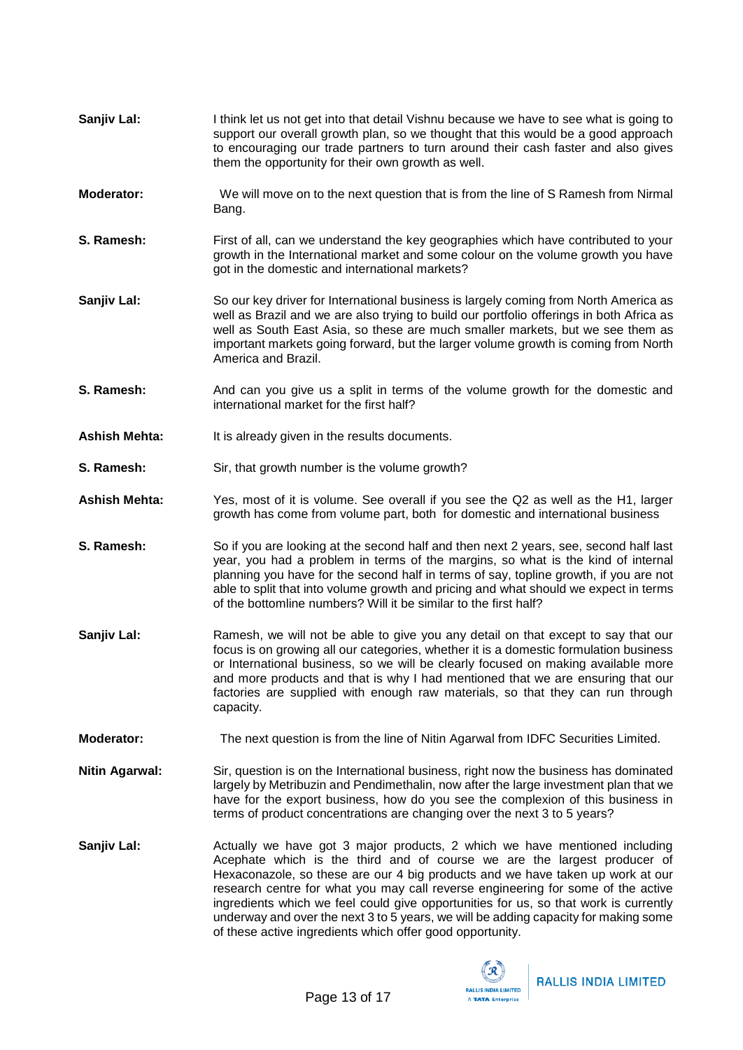**Sanjiv Lal:** I think let us not get into that detail Vishnu because we have to see what is going to support our overall growth plan, so we thought that this would be a good approach to encouraging our trade partners to turn around their cash faster and also gives them the opportunity for their own growth as well.

**Moderator:** We will move on to the next question that is from the line of S Ramesh from Nirmal Bang.

**S. Ramesh:** First of all, can we understand the key geographies which have contributed to your growth in the International market and some colour on the volume growth you have got in the domestic and international markets?

**Sanjiv Lal:** So our key driver for International business is largely coming from North America as well as Brazil and we are also trying to build our portfolio offerings in both Africa as well as South East Asia, so these are much smaller markets, but we see them as important markets going forward, but the larger volume growth is coming from North America and Brazil.

**S. Ramesh:** And can you give us a split in terms of the volume growth for the domestic and international market for the first half?

**Ashish Mehta:** It is already given in the results documents.

**S. Ramesh:** Sir, that growth number is the volume growth?

**Ashish Mehta:** Yes, most of it is volume. See overall if you see the Q2 as well as the H1, larger growth has come from volume part, both for domestic and international business

**S. Ramesh:** So if you are looking at the second half and then next 2 years, see, second half last year, you had a problem in terms of the margins, so what is the kind of internal planning you have for the second half in terms of say, topline growth, if you are not able to split that into volume growth and pricing and what should we expect in terms of the bottomline numbers? Will it be similar to the first half?

**Sanjiv Lal:** Ramesh, we will not be able to give you any detail on that except to say that our focus is on growing all our categories, whether it is a domestic formulation business or International business, so we will be clearly focused on making available more and more products and that is why I had mentioned that we are ensuring that our factories are supplied with enough raw materials, so that they can run through capacity.

**Moderator:** The next question is from the line of Nitin Agarwal from IDFC Securities Limited.

**Nitin Agarwal:** Sir, question is on the International business, right now the business has dominated largely by Metribuzin and Pendimethalin, now after the large investment plan that we have for the export business, how do you see the complexion of this business in terms of product concentrations are changing over the next 3 to 5 years?

**Sanjiv Lal:** Actually we have got 3 major products, 2 which we have mentioned including Acephate which is the third and of course we are the largest producer of Hexaconazole, so these are our 4 big products and we have taken up work at our research centre for what you may call reverse engineering for some of the active ingredients which we feel could give opportunities for us, so that work is currently underway and over the next 3 to 5 years, we will be adding capacity for making some of these active ingredients which offer good opportunity.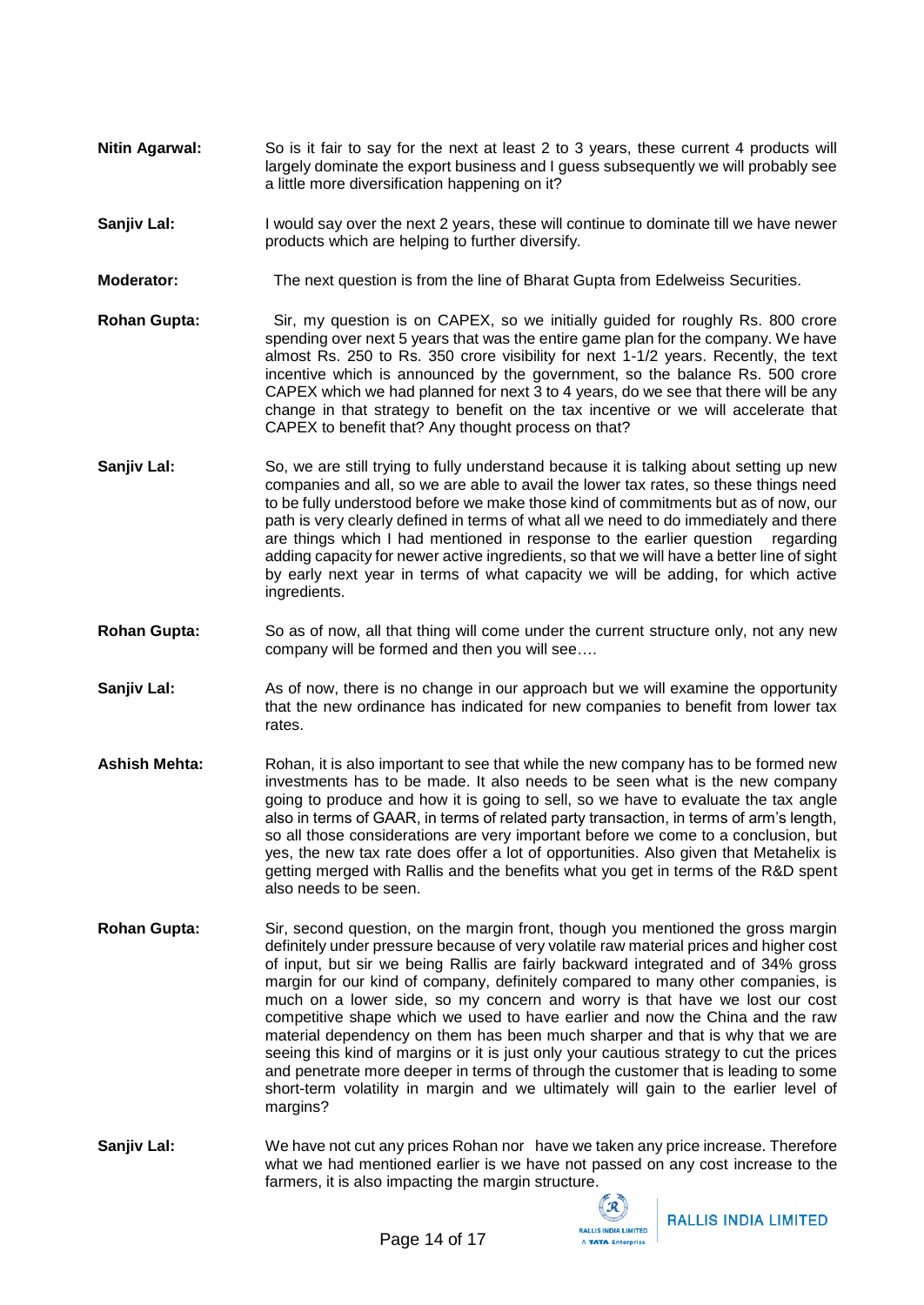**Nitin Agarwal:** So is it fair to say for the next at least 2 to 3 years, these current 4 products will largely dominate the export business and I guess subsequently we will probably see a little more diversification happening on it?

**Sanjiv Lal:** I would say over the next 2 years, these will continue to dominate till we have newer products which are helping to further diversify.

**Moderator:** The next question is from the line of Bharat Gupta from Edelweiss Securities.

**Rohan Gupta:** Sir, my question is on CAPEX, so we initially guided for roughly Rs. 800 crore spending over next 5 years that was the entire game plan for the company. We have almost Rs. 250 to Rs. 350 crore visibility for next 1-1/2 years. Recently, the text incentive which is announced by the government, so the balance Rs. 500 crore CAPEX which we had planned for next 3 to 4 years, do we see that there will be any change in that strategy to benefit on the tax incentive or we will accelerate that CAPEX to benefit that? Any thought process on that?

**Sanjiv Lal:** So, we are still trying to fully understand because it is talking about setting up new companies and all, so we are able to avail the lower tax rates, so these things need to be fully understood before we make those kind of commitments but as of now, our path is very clearly defined in terms of what all we need to do immediately and there are things which I had mentioned in response to the earlier question regarding adding capacity for newer active ingredients, so that we will have a better line of sight by early next year in terms of what capacity we will be adding, for which active ingredients.

**Rohan Gupta:** So as of now, all that thing will come under the current structure only, not any new company will be formed and then you will see….

**Sanjiv Lal:** As of now, there is no change in our approach but we will examine the opportunity that the new ordinance has indicated for new companies to benefit from lower tax rates.

**Ashish Mehta:** Rohan, it is also important to see that while the new company has to be formed new investments has to be made. It also needs to be seen what is the new company going to produce and how it is going to sell, so we have to evaluate the tax angle also in terms of GAAR, in terms of related party transaction, in terms of arm's length, so all those considerations are very important before we come to a conclusion, but yes, the new tax rate does offer a lot of opportunities. Also given that Metahelix is getting merged with Rallis and the benefits what you get in terms of the R&D spent also needs to be seen.

**Rohan Gupta:** Sir, second question, on the margin front, though you mentioned the gross margin definitely under pressure because of very volatile raw material prices and higher cost of input, but sir we being Rallis are fairly backward integrated and of 34% gross margin for our kind of company, definitely compared to many other companies, is much on a lower side, so my concern and worry is that have we lost our cost competitive shape which we used to have earlier and now the China and the raw material dependency on them has been much sharper and that is why that we are seeing this kind of margins or it is just only your cautious strategy to cut the prices and penetrate more deeper in terms of through the customer that is leading to some short-term volatility in margin and we ultimately will gain to the earlier level of margins?

**Sanjiv Lal:** We have not cut any prices Rohan nor have we taken any price increase. Therefore what we had mentioned earlier is we have not passed on any cost increase to the farmers, it is also impacting the margin structure.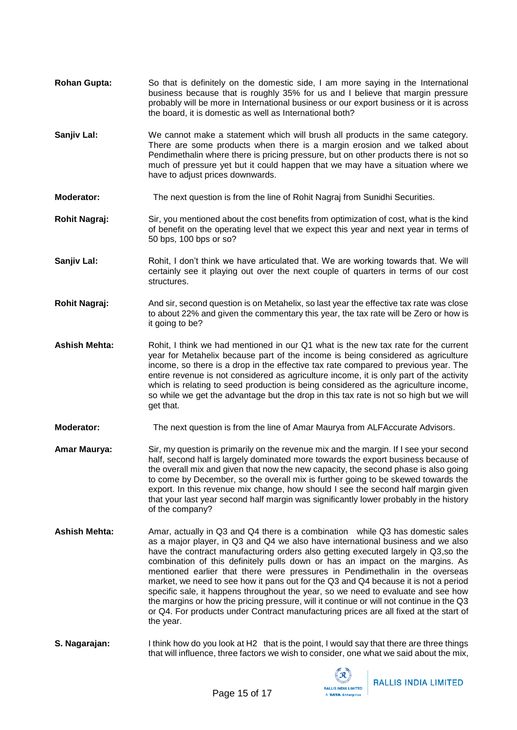**Rohan Gupta:** So that is definitely on the domestic side, I am more saying in the International business because that is roughly 35% for us and I believe that margin pressure probably will be more in International business or our export business or it is across the board, it is domestic as well as International both?

**Sanjiv Lal:** We cannot make a statement which will brush all products in the same category. There are some products when there is a margin erosion and we talked about Pendimethalin where there is pricing pressure, but on other products there is not so much of pressure yet but it could happen that we may have a situation where we have to adjust prices downwards.

**Moderator:** The next question is from the line of Rohit Nagraj from Sunidhi Securities.

**Rohit Nagraj:** Sir, you mentioned about the cost benefits from optimization of cost, what is the kind of benefit on the operating level that we expect this year and next year in terms of 50 bps, 100 bps or so?

**Sanjiv Lal:** Rohit, I don't think we have articulated that. We are working towards that. We will certainly see it playing out over the next couple of quarters in terms of our cost structures.

**Rohit Nagraj:** And sir, second question is on Metahelix, so last year the effective tax rate was close to about 22% and given the commentary this year, the tax rate will be Zero or how is it going to be?

**Ashish Mehta:** Rohit, I think we had mentioned in our Q1 what is the new tax rate for the current year for Metahelix because part of the income is being considered as agriculture income, so there is a drop in the effective tax rate compared to previous year. The entire revenue is not considered as agriculture income, it is only part of the activity which is relating to seed production is being considered as the agriculture income, so while we get the advantage but the drop in this tax rate is not so high but we will get that.

**Moderator:** The next question is from the line of Amar Maurya from ALFAccurate Advisors.

**Amar Maurya:** Sir, my question is primarily on the revenue mix and the margin. If I see your second half, second half is largely dominated more towards the export business because of the overall mix and given that now the new capacity, the second phase is also going to come by December, so the overall mix is further going to be skewed towards the export. In this revenue mix change, how should I see the second half margin given that your last year second half margin was significantly lower probably in the history of the company?

**Ashish Mehta:** Amar, actually in Q3 and Q4 there is a combination while Q3 has domestic sales as a major player, in Q3 and Q4 we also have international business and we also have the contract manufacturing orders also getting executed largely in Q3,so the combination of this definitely pulls down or has an impact on the margins. As mentioned earlier that there were pressures in Pendimethalin in the overseas market, we need to see how it pans out for the Q3 and Q4 because it is not a period specific sale, it happens throughout the year, so we need to evaluate and see how the margins or how the pricing pressure, will it continue or will not continue in the Q3 or Q4. For products under Contract manufacturing prices are all fixed at the start of the year.

**S. Nagarajan:** I think how do you look at H2 that is the point, I would say that there are three things that will influence, three factors we wish to consider, one what we said about the mix,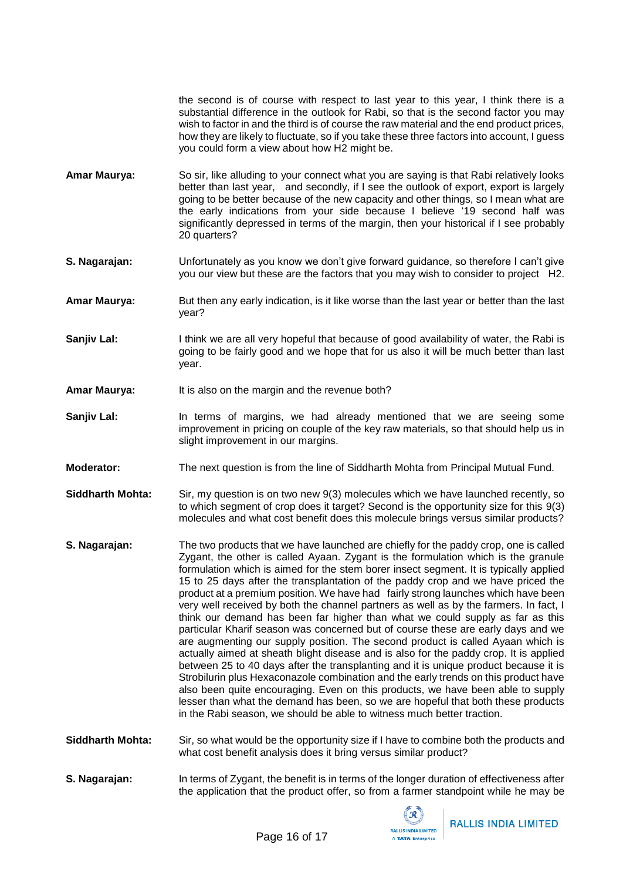the second is of course with respect to last year to this year, I think there is a substantial difference in the outlook for Rabi, so that is the second factor you may wish to factor in and the third is of course the raw material and the end product prices, how they are likely to fluctuate, so if you take these three factors into account, I guess you could form a view about how H2 might be.

**Amar Maurya:** So sir, like alluding to your connect what you are saying is that Rabi relatively looks better than last year, and secondly, if I see the outlook of export, export is largely going to be better because of the new capacity and other things, so I mean what are the early indications from your side because I believe '19 second half was significantly depressed in terms of the margin, then your historical if I see probably 20 quarters?

**S. Nagarajan:** Unfortunately as you know we don't give forward guidance, so therefore I can't give you our view but these are the factors that you may wish to consider to project H2.

**Amar Maurya:** But then any early indication, is it like worse than the last year or better than the last year?

**Sanjiv Lal:** I think we are all very hopeful that because of good availability of water, the Rabi is going to be fairly good and we hope that for us also it will be much better than last year.

**Amar Maurya:** It is also on the margin and the revenue both?

**Sanjiv Lal:** In terms of margins, we had already mentioned that we are seeing some improvement in pricing on couple of the key raw materials, so that should help us in slight improvement in our margins.

**Moderator:** The next question is from the line of Siddharth Mohta from Principal Mutual Fund.

**Siddharth Mohta:** Sir, my question is on two new 9(3) molecules which we have launched recently, so to which segment of crop does it target? Second is the opportunity size for this 9(3) molecules and what cost benefit does this molecule brings versus similar products?

**S. Nagarajan:** The two products that we have launched are chiefly for the paddy crop, one is called Zygant, the other is called Ayaan. Zygant is the formulation which is the granule formulation which is aimed for the stem borer insect segment. It is typically applied 15 to 25 days after the transplantation of the paddy crop and we have priced the product at a premium position. We have had fairly strong launches which have been very well received by both the channel partners as well as by the farmers. In fact, I think our demand has been far higher than what we could supply as far as this particular Kharif season was concerned but of course these are early days and we are augmenting our supply position. The second product is called Ayaan which is actually aimed at sheath blight disease and is also for the paddy crop. It is applied between 25 to 40 days after the transplanting and it is unique product because it is Strobilurin plus Hexaconazole combination and the early trends on this product have also been quite encouraging. Even on this products, we have been able to supply lesser than what the demand has been, so we are hopeful that both these products in the Rabi season, we should be able to witness much better traction.

**Siddharth Mohta:** Sir, so what would be the opportunity size if I have to combine both the products and what cost benefit analysis does it bring versus similar product?

**S. Nagarajan:** In terms of Zygant, the benefit is in terms of the longer duration of effectiveness after the application that the product offer, so from a farmer standpoint while he may be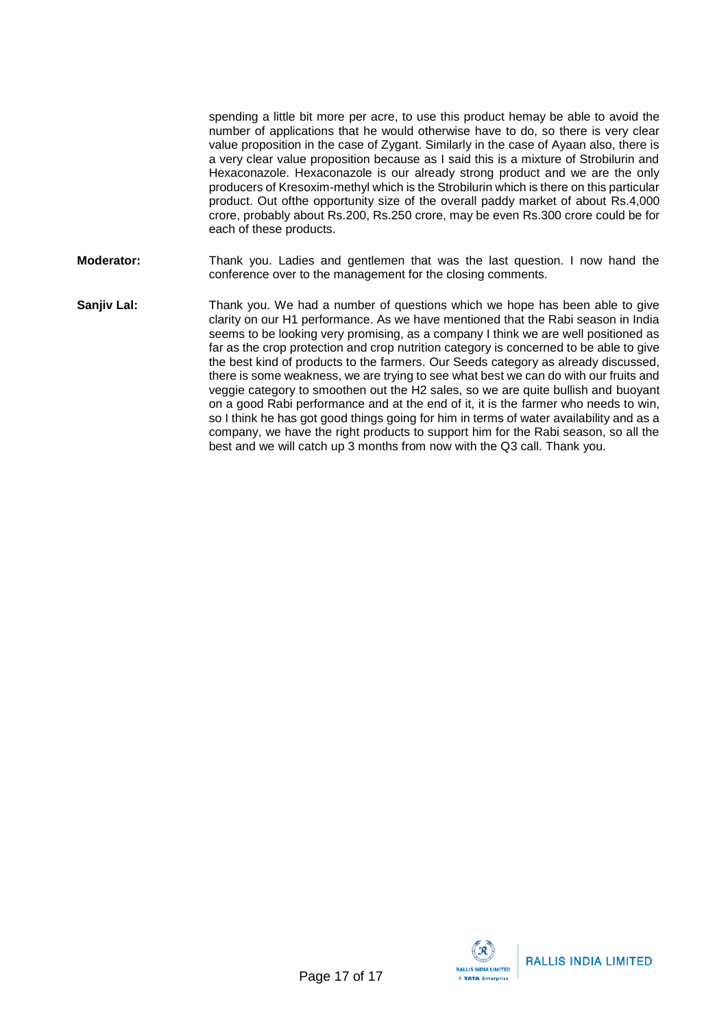spending a little bit more per acre, to use this product hemay be able to avoid the number of applications that he would otherwise have to do, so there is very clear value proposition in the case of Zygant. Similarly in the case of Ayaan also, there is a very clear value proposition because as I said this is a mixture of Strobilurin and Hexaconazole. Hexaconazole is our already strong product and we are the only producers of Kresoxim-methyl which is the Strobilurin which is there on this particular product. Out ofthe opportunity size of the overall paddy market of about Rs.4,000 crore, probably about Rs.200, Rs.250 crore, may be even Rs.300 crore could be for each of these products.

**Moderator:** Thank you. Ladies and gentlemen that was the last question. I now hand the conference over to the management for the closing comments.

**Sanjiv Lal:** Thank you. We had a number of questions which we hope has been able to give clarity on our H1 performance. As we have mentioned that the Rabi season in India seems to be looking very promising, as a company I think we are well positioned as far as the crop protection and crop nutrition category is concerned to be able to give the best kind of products to the farmers. Our Seeds category as already discussed, there is some weakness, we are trying to see what best we can do with our fruits and veggie category to smoothen out the H2 sales, so we are quite bullish and buoyant on a good Rabi performance and at the end of it, it is the farmer who needs to win, so I think he has got good things going for him in terms of water availability and as a company, we have the right products to support him for the Rabi season, so all the best and we will catch up 3 months from now with the Q3 call. Thank you.